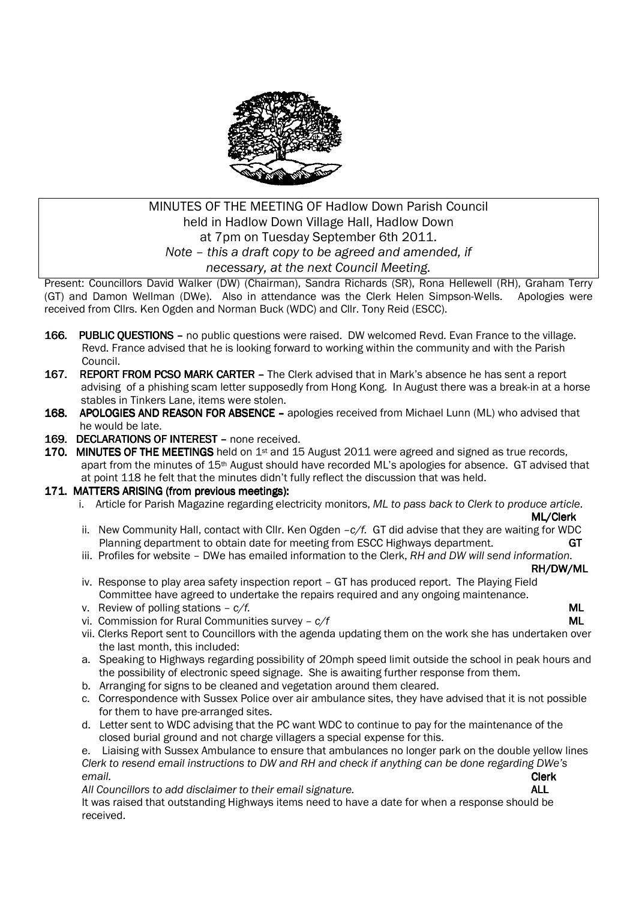MINUTES OF THE MEETING OF Hadlow Down Parish Council
held in Hadlow Down Village Hall, Hadlow Down
at 7pm on Tuesday September 6th 2011.
*Note – this a draft copy to be agreed and amended, if necessary, at the next Council Meeting.*

Present: Councillors David Walker (DW) (Chairman), Sandra Richards (SR), Rona Hellewell (RH), Graham Terry (GT) and Damon Wellman (DWe). Also in attendance was the Clerk Helen Simpson-Wells. Apologies were received from Cllrs. Ken Ogden and Norman Buck (WDC) and Cllr. Tony Reid (ESCC).

**166. PUBLIC QUESTIONS** – no public questions were raised. DW welcomed Revd. Evan France to the village. Revd. France advised that he is looking forward to working within the community and with the Parish Council.

**167. REPORT FROM PCSO MARK CARTER** – The Clerk advised that in Mark's absence he has sent a report advising of a phishing scam letter supposedly from Hong Kong. In August there was a break-in at a horse stables in Tinkers Lane, items were stolen.

**168. APOLOGIES AND REASON FOR ABSENCE** – apologies received from Michael Lunn (ML) who advised that he would be late.

**169. DECLARATIONS OF INTEREST** – none received.

**170. MINUTES OF THE MEETINGS** held on 1st and 15 August 2011 were agreed and signed as true records, apart from the minutes of 15th August should have recorded ML's apologies for absence. GT advised that at point 118 he felt that the minutes didn't fully reflect the discussion that was held.

**171. MATTERS ARISING (from previous meetings):**

i. Article for Parish Magazine regarding electricity monitors, *ML to pass back to Clerk to produce article*. **ML/Clerk**

ii. New Community Hall, contact with Cllr. Ken Ogden –*c/f*. GT did advise that they are waiting for WDC Planning department to obtain date for meeting from ESCC Highways department. **GT**

iii. Profiles for website – DWe has emailed information to the Clerk, *RH and DW will send information*. **RH/DW/ML**

iv. Response to play area safety inspection report – GT has produced report. The Playing Field Committee have agreed to undertake the repairs required and any ongoing maintenance.

v. Review of polling stations – *c/f*. **ML**

vi. Commission for Rural Communities survey – *c/f* **ML**

vii. Clerks Report sent to Councillors with the agenda updating them on the work she has undertaken over the last month, this included:

a. Speaking to Highways regarding possibility of 20mph speed limit outside the school in peak hours and the possibility of electronic speed signage. She is awaiting further response from them.

b. Arranging for signs to be cleaned and vegetation around them cleared.

c. Correspondence with Sussex Police over air ambulance sites, they have advised that it is not possible for them to have pre-arranged sites.

d. Letter sent to WDC advising that the PC want WDC to continue to pay for the maintenance of the closed burial ground and not charge villagers a special expense for this.

e. Liaising with Sussex Ambulance to ensure that ambulances no longer park on the double yellow lines

*Clerk to resend email instructions to DW and RH and check if anything can be done regarding DWe's email.* **Clerk**

*All Councillors to add disclaimer to their email signature.* **ALL**

It was raised that outstanding Highways items need to have a date for when a response should be received.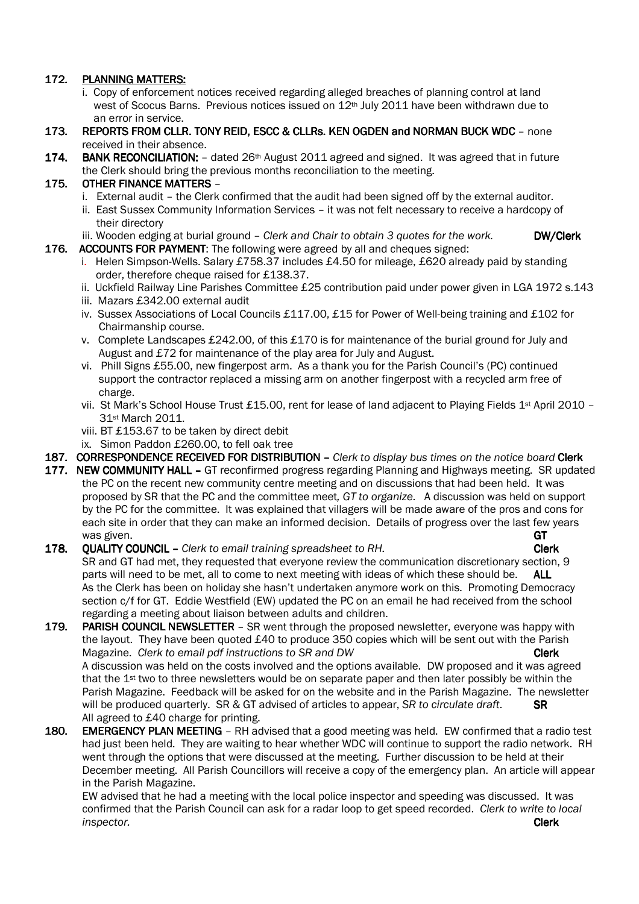**172. PLANNING MATTERS:**

i. Copy of enforcement notices received regarding alleged breaches of planning control at land west of Scocus Barns. Previous notices issued on 12th July 2011 have been withdrawn due to an error in service.

**173. REPORTS FROM CLLR. TONY REID, ESCC & CLLRs. KEN OGDEN and NORMAN BUCK WDC** – none received in their absence.

**174. BANK RECONCILIATION:** – dated 26th August 2011 agreed and signed. It was agreed that in future the Clerk should bring the previous months reconciliation to the meeting.

**175. OTHER FINANCE MATTERS** –

i. External audit – the Clerk confirmed that the audit had been signed off by the external auditor.
ii. East Sussex Community Information Services – it was not felt necessary to receive a hardcopy of their directory
iii. Wooden edging at burial ground – *Clerk and Chair to obtain 3 quotes for the work.* **DW/Clerk**

**176. ACCOUNTS FOR PAYMENT**: The following were agreed by all and cheques signed:

i. Helen Simpson-Wells. Salary £758.37 includes £4.50 for mileage, £620 already paid by standing order, therefore cheque raised for £138.37.
ii. Uckfield Railway Line Parishes Committee £25 contribution paid under power given in LGA 1972 s.143
iii. Mazars £342.00 external audit
iv. Sussex Associations of Local Councils £117.00, £15 for Power of Well-being training and £102 for Chairmanship course.
v. Complete Landscapes £242.00, of this £170 is for maintenance of the burial ground for July and August and £72 for maintenance of the play area for July and August.
vi. Phill Signs £55.00, new fingerpost arm. As a thank you for the Parish Council's (PC) continued support the contractor replaced a missing arm on another fingerpost with a recycled arm free of charge.
vii. St Mark's School House Trust £15.00, rent for lease of land adjacent to Playing Fields 1st April 2010 – 31st March 2011.
viii. BT £153.67 to be taken by direct debit
ix. Simon Paddon £260.00, to fell oak tree

**187. CORRESPONDENCE RECEIVED FOR DISTRIBUTION** – *Clerk to display bus times on the notice board* **Clerk**

**177. NEW COMMUNITY HALL** – GT reconfirmed progress regarding Planning and Highways meeting. SR updated the PC on the recent new community centre meeting and on discussions that had been held. It was proposed by SR that the PC and the committee meet*, GT to organize*. A discussion was held on support by the PC for the committee. It was explained that villagers will be made aware of the pros and cons for each site in order that they can make an informed decision. Details of progress over the last few years was given. **GT**

**178. QUALITY COUNCIL** – *Clerk to email training spreadsheet to RH.* **Clerk**

SR and GT had met, they requested that everyone review the communication discretionary section, 9 parts will need to be met, all to come to next meeting with ideas of which these should be. **ALL**

As the Clerk has been on holiday she hasn't undertaken anymore work on this. Promoting Democracy section c/f for GT. Eddie Westfield (EW) updated the PC on an email he had received from the school regarding a meeting about liaison between adults and children.

**179. PARISH COUNCIL NEWSLETTER** – SR went through the proposed newsletter, everyone was happy with the layout. They have been quoted £40 to produce 350 copies which will be sent out with the Parish Magazine. *Clerk to email pdf instructions to SR and DW* **Clerk**

A discussion was held on the costs involved and the options available. DW proposed and it was agreed that the 1st two to three newsletters would be on separate paper and then later possibly be within the Parish Magazine. Feedback will be asked for on the website and in the Parish Magazine. The newsletter will be produced quarterly. SR & GT advised of articles to appear, *SR to circulate draft*. **SR**

All agreed to £40 charge for printing.

**180. EMERGENCY PLAN MEETING** – RH advised that a good meeting was held. EW confirmed that a radio test had just been held. They are waiting to hear whether WDC will continue to support the radio network. RH went through the options that were discussed at the meeting. Further discussion to be held at their December meeting. All Parish Councillors will receive a copy of the emergency plan. An article will appear in the Parish Magazine.

EW advised that he had a meeting with the local police inspector and speeding was discussed. It was confirmed that the Parish Council can ask for a radar loop to get speed recorded. *Clerk to write to local inspector.* **Clerk**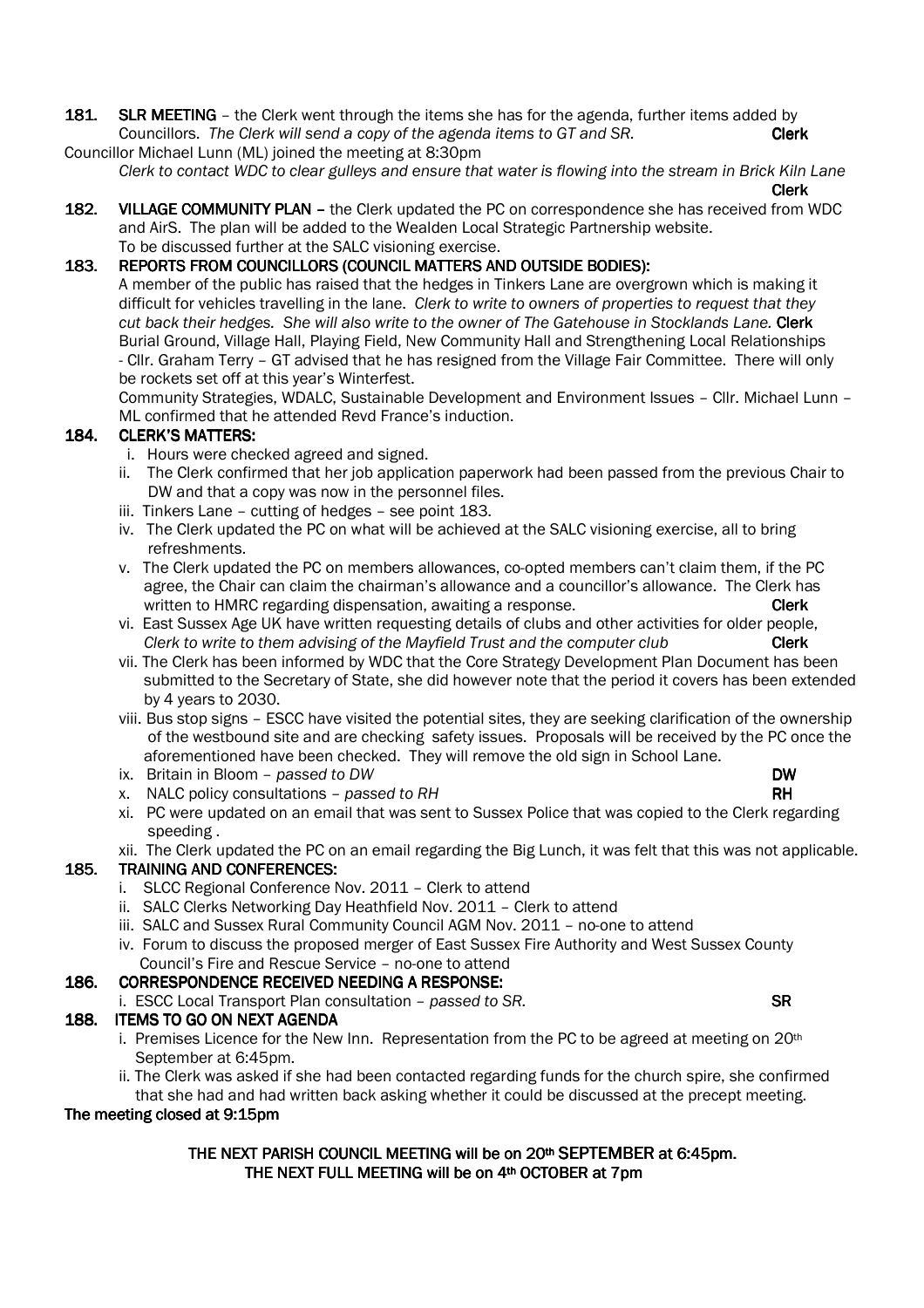**181. SLR MEETING** – the Clerk went through the items she has for the agenda, further items added by Councillors. *The Clerk will send a copy of the agenda items to GT and SR.* **Clerk**

Councillor Michael Lunn (ML) joined the meeting at 8:30pm

*Clerk to contact WDC to clear gulleys and ensure that water is flowing into the stream in Brick Kiln Lane* **Clerk**

**182. VILLAGE COMMUNITY PLAN** – the Clerk updated the PC on correspondence she has received from WDC and AirS. The plan will be added to the Wealden Local Strategic Partnership website. To be discussed further at the SALC visioning exercise.

**183. REPORTS FROM COUNCILLORS (COUNCIL MATTERS AND OUTSIDE BODIES):**

A member of the public has raised that the hedges in Tinkers Lane are overgrown which is making it difficult for vehicles travelling in the lane. *Clerk to write to owners of properties to request that they cut back their hedges. She will also write to the owner of The Gatehouse in Stocklands Lane.* **Clerk**

Burial Ground, Village Hall, Playing Field, New Community Hall and Strengthening Local Relationships - Cllr. Graham Terry – GT advised that he has resigned from the Village Fair Committee. There will only be rockets set off at this year's Winterfest.

Community Strategies, WDALC, Sustainable Development and Environment Issues – Cllr. Michael Lunn – ML confirmed that he attended Revd France's induction.

**184. CLERK'S MATTERS:**

i. Hours were checked agreed and signed.
ii. The Clerk confirmed that her job application paperwork had been passed from the previous Chair to DW and that a copy was now in the personnel files.
iii. Tinkers Lane – cutting of hedges – see point 183.
iv. The Clerk updated the PC on what will be achieved at the SALC visioning exercise, all to bring refreshments.
v. The Clerk updated the PC on members allowances, co-opted members can't claim them, if the PC agree, the Chair can claim the chairman's allowance and a councillor's allowance. The Clerk has written to HMRC regarding dispensation, awaiting a response. **Clerk**
vi. East Sussex Age UK have written requesting details of clubs and other activities for older people, *Clerk to write to them advising of the Mayfield Trust and the computer club* **Clerk**
vii. The Clerk has been informed by WDC that the Core Strategy Development Plan Document has been submitted to the Secretary of State, she did however note that the period it covers has been extended by 4 years to 2030.
viii. Bus stop signs – ESCC have visited the potential sites, they are seeking clarification of the ownership of the westbound site and are checking safety issues. Proposals will be received by the PC once the aforementioned have been checked. They will remove the old sign in School Lane.
ix. Britain in Bloom – *passed to DW* **DW**
x. NALC policy consultations – *passed to RH* **RH**
xi. PC were updated on an email that was sent to Sussex Police that was copied to the Clerk regarding speeding .
xii. The Clerk updated the PC on an email regarding the Big Lunch, it was felt that this was not applicable.

**185. TRAINING AND CONFERENCES:**

i. SLCC Regional Conference Nov. 2011 – Clerk to attend
ii. SALC Clerks Networking Day Heathfield Nov. 2011 – Clerk to attend
iii. SALC and Sussex Rural Community Council AGM Nov. 2011 – no-one to attend
iv. Forum to discuss the proposed merger of East Sussex Fire Authority and West Sussex County Council's Fire and Rescue Service – no-one to attend

**186. CORRESPONDENCE RECEIVED NEEDING A RESPONSE:**

i. ESCC Local Transport Plan consultation – *passed to SR.* **SR**

**188. ITEMS TO GO ON NEXT AGENDA**

i. Premises Licence for the New Inn. Representation from the PC to be agreed at meeting on 20th September at 6:45pm.
ii. The Clerk was asked if she had been contacted regarding funds for the church spire, she confirmed that she had and had written back asking whether it could be discussed at the precept meeting.

**The meeting closed at 9:15pm**

**THE NEXT PARISH COUNCIL MEETING will be on 20th SEPTEMBER at 6:45pm.**
**THE NEXT FULL MEETING will be on 4th OCTOBER at 7pm**